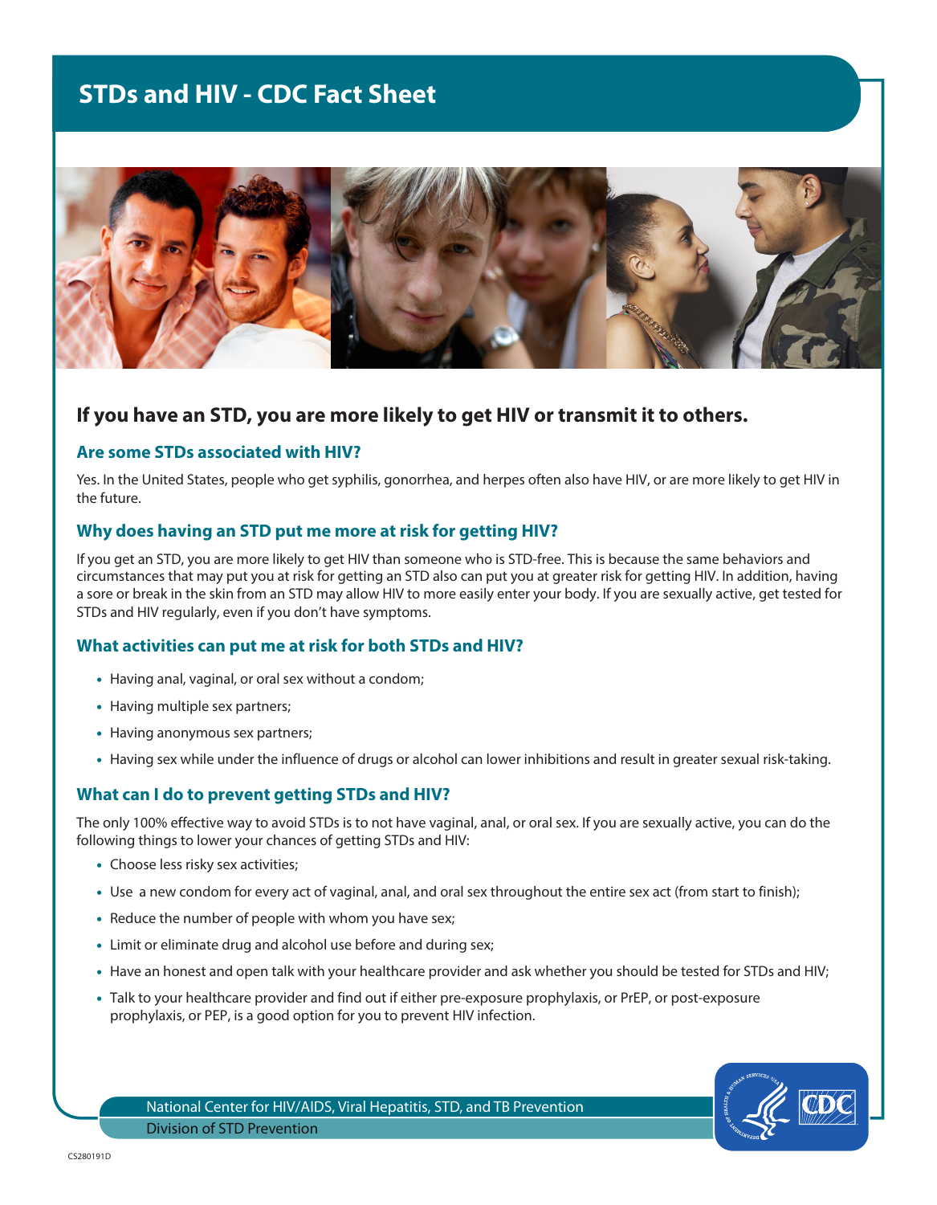# STDs and HIV - CDC Fact Sheet

## If you have an STD, you are more likely to get HIV or transmit it to others.

### Are some STDs associated with HIV?

Yes. In the United States, people who get syphilis, gonorrhea, and herpes often also have HIV, or are more likely to get HIV in the future.

### Why does having an STD put me more at risk for getting HIV?

If you get an STD, you are more likely to get HIV than someone who is STD-free. This is because the same behaviors and circumstances that may put you at risk for getting an STD also can put you at greater risk for getting HIV. In addition, having a sore or break in the skin from an STD may allow HIV to more easily enter your body. If you are sexually active, get tested for STDs and HIV regularly, even if you don't have symptoms.

### What activities can put me at risk for both STDs and HIV?

- Having anal, vaginal, or oral sex without a condom;
- Having multiple sex partners;
- Having anonymous sex partners;
- Having sex while under the influence of drugs or alcohol can lower inhibitions and result in greater sexual risk-taking.

### What can I do to prevent getting STDs and HIV?

The only 100% effective way to avoid STDs is to not have vaginal, anal, or oral sex. If you are sexually active, you can do the following things to lower your chances of getting STDs and HIV:

- Choose less risky sex activities;
- Use a new condom for every act of vaginal, anal, and oral sex throughout the entire sex act (from start to finish);
- Reduce the number of people with whom you have sex;
- Limit or eliminate drug and alcohol use before and during sex;
- Have an honest and open talk with your healthcare provider and ask whether you should be tested for STDs and HIV;
- Talk to your healthcare provider and find out if either pre-exposure prophylaxis, or PrEP, or post-exposure prophylaxis, or PEP, is a good option for you to prevent HIV infection.

National Center for HIV/AIDS, Viral Hepatitis, STD, and TB Prevention
Division of STD Prevention

CS280191D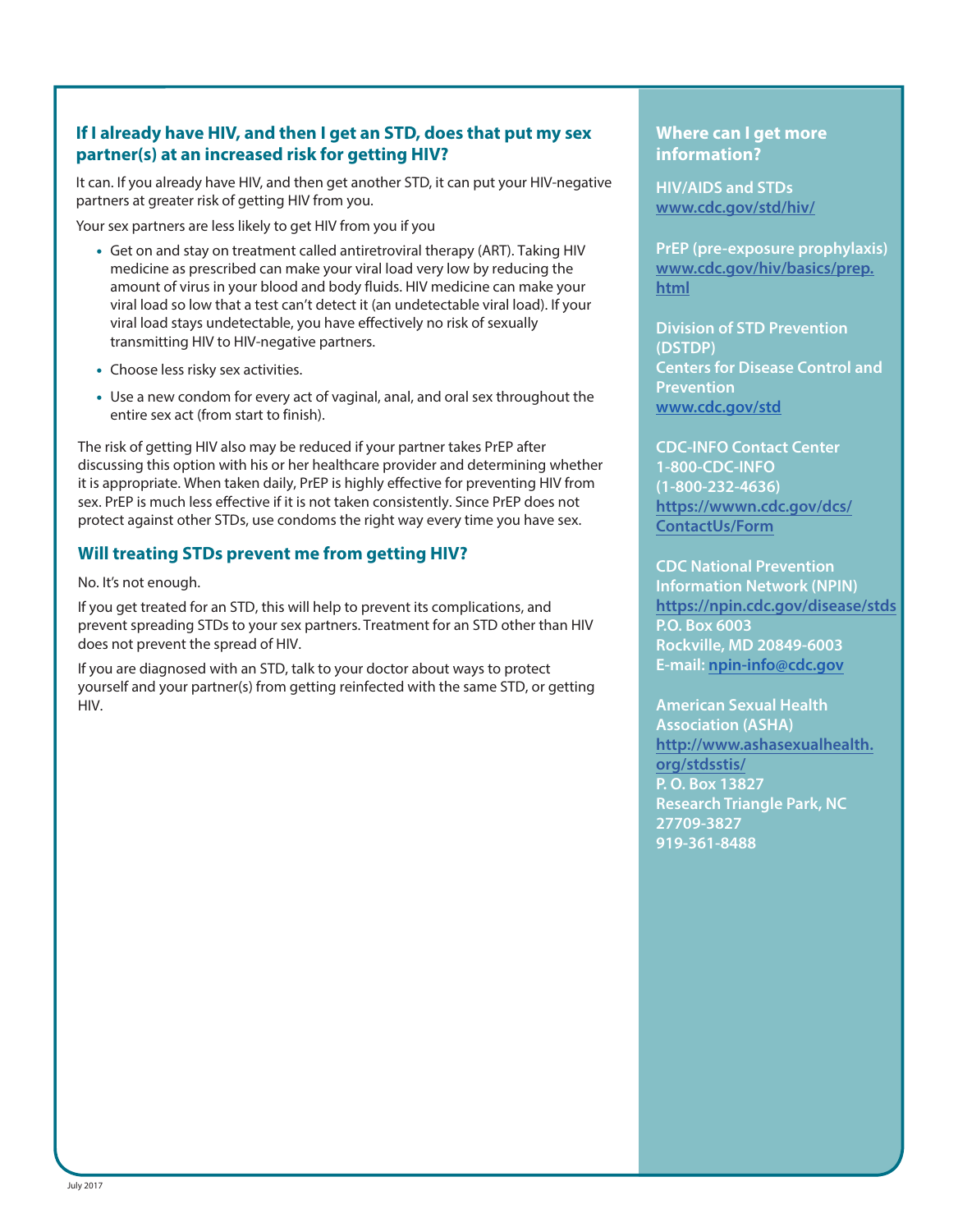## If I already have HIV, and then I get an STD, does that put my sex partner(s) at an increased risk for getting HIV?

It can. If you already have HIV, and then get another STD, it can put your HIV-negative partners at greater risk of getting HIV from you.

Your sex partners are less likely to get HIV from you if you

- Get on and stay on treatment called antiretroviral therapy (ART). Taking HIV medicine as prescribed can make your viral load very low by reducing the amount of virus in your blood and body fluids. HIV medicine can make your viral load so low that a test can't detect it (an undetectable viral load). If your viral load stays undetectable, you have effectively no risk of sexually transmitting HIV to HIV-negative partners.
- Choose less risky sex activities.
- Use a new condom for every act of vaginal, anal, and oral sex throughout the entire sex act (from start to finish).

The risk of getting HIV also may be reduced if your partner takes PrEP after discussing this option with his or her healthcare provider and determining whether it is appropriate. When taken daily, PrEP is highly effective for preventing HIV from sex. PrEP is much less effective if it is not taken consistently. Since PrEP does not protect against other STDs, use condoms the right way every time you have sex.

## Will treating STDs prevent me from getting HIV?

No. It's not enough.

If you get treated for an STD, this will help to prevent its complications, and prevent spreading STDs to your sex partners. Treatment for an STD other than HIV does not prevent the spread of HIV.

If you are diagnosed with an STD, talk to your doctor about ways to protect yourself and your partner(s) from getting reinfected with the same STD, or getting HIV.

## Where can I get more information?

**HIV/AIDS and STDs**
**www.cdc.gov/std/hiv/**

**PrEP (pre-exposure prophylaxis)**
**www.cdc.gov/hiv/basics/prep.html**

**Division of STD Prevention (DSTDP)**
**Centers for Disease Control and Prevention**
**www.cdc.gov/std**

**CDC-INFO Contact Center**
**1-800-CDC-INFO**
**(1-800-232-4636)**
**https://wwwn.cdc.gov/dcs/ContactUs/Form**

**CDC National Prevention Information Network (NPIN)**
**https://npin.cdc.gov/disease/stds**
**P.O. Box 6003**
**Rockville, MD 20849-6003**
**E-mail: npin-info@cdc.gov**

**American Sexual Health Association (ASHA)**
**http://www.ashasexualhealth.org/stdsstis/**
**P. O. Box 13827**
**Research Triangle Park, NC 27709-3827**
**919-361-8488**

July 2017